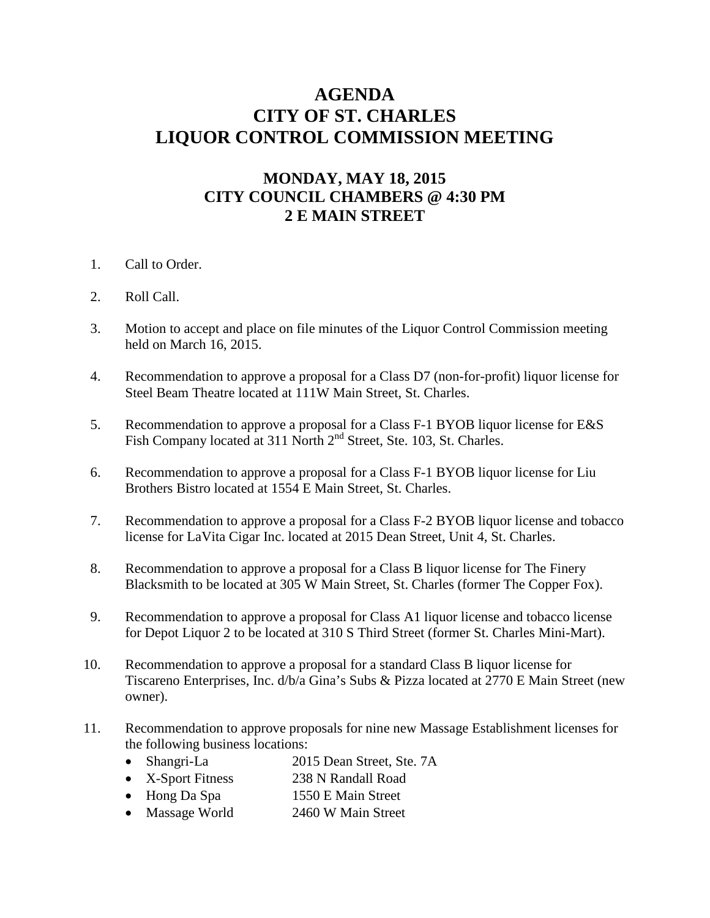# AGENDA
# CITY OF ST. CHARLES
# LIQUOR CONTROL COMMISSION MEETING

## MONDAY, MAY 18, 2015
## CITY COUNCIL CHAMBERS @ 4:30 PM
## 2 E MAIN STREET

1. Call to Order.
2. Roll Call.
3. Motion to accept and place on file minutes of the Liquor Control Commission meeting held on March 16, 2015.
4. Recommendation to approve a proposal for a Class D7 (non-for-profit) liquor license for Steel Beam Theatre located at 111W Main Street, St. Charles.
5. Recommendation to approve a proposal for a Class F-1 BYOB liquor license for E&S Fish Company located at 311 North 2nd Street, Ste. 103, St. Charles.
6. Recommendation to approve a proposal for a Class F-1 BYOB liquor license for Liu Brothers Bistro located at 1554 E Main Street, St. Charles.
7. Recommendation to approve a proposal for a Class F-2 BYOB liquor license and tobacco license for LaVita Cigar Inc. located at 2015 Dean Street, Unit 4, St. Charles.
8. Recommendation to approve a proposal for a Class B liquor license for The Finery Blacksmith to be located at 305 W Main Street, St. Charles (former The Copper Fox).
9. Recommendation to approve a proposal for Class A1 liquor license and tobacco license for Depot Liquor 2 to be located at 310 S Third Street (former St. Charles Mini-Mart).
10. Recommendation to approve a proposal for a standard Class B liquor license for Tiscareno Enterprises, Inc. d/b/a Gina's Subs & Pizza located at 2770 E Main Street (new owner).
11. Recommendation to approve proposals for nine new Massage Establishment licenses for the following business locations:
    - Shangri-La 2015 Dean Street, Ste. 7A
    - X-Sport Fitness 238 N Randall Road
    - Hong Da Spa 1550 E Main Street
    - Massage World 2460 W Main Street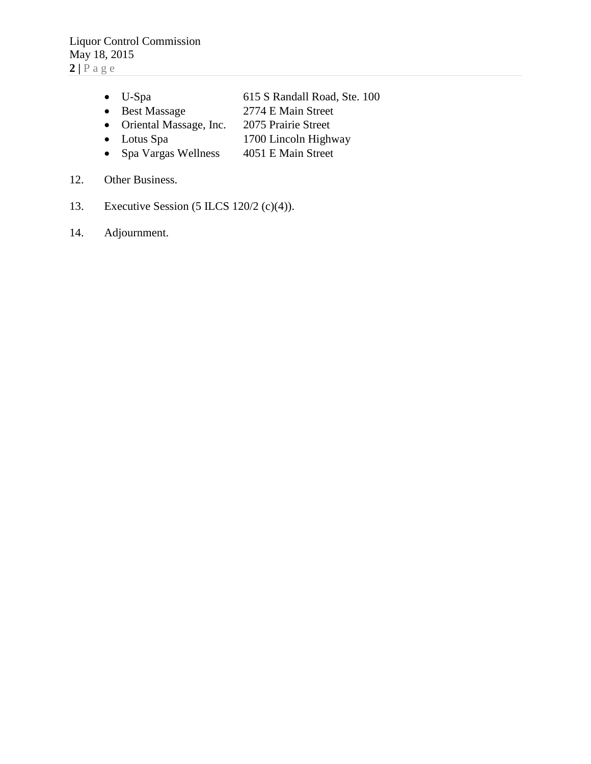- U-Spa 615 S Randall Road, Ste. 100
- Best Massage 2774 E Main Street
- Oriental Massage, Inc. 2075 Prairie Street
- Lotus Spa 1700 Lincoln Highway
- Spa Vargas Wellness 4051 E Main Street

12. Other Business.

13. Executive Session (5 ILCS 120/2 (c)(4)).

14. Adjournment.